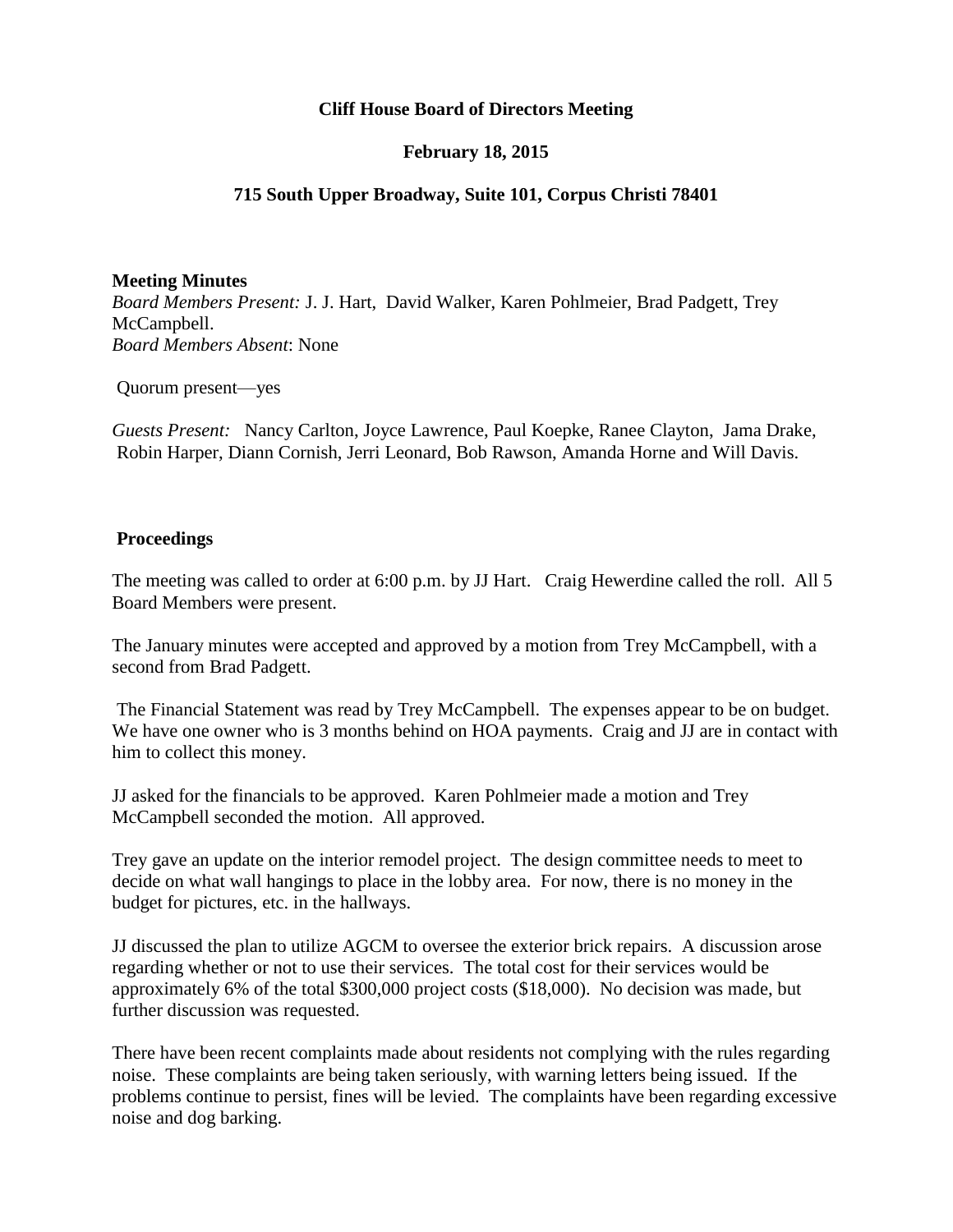**Cliff House Board of Directors Meeting**

**February 18, 2015**

**715 South Upper Broadway, Suite 101, Corpus Christi 78401**

**Meeting Minutes**

*Board Members Present:* J. J. Hart, David Walker, Karen Pohlmeier, Brad Padgett, Trey McCampbell.
*Board Members Absent*: None

Quorum present—yes

*Guests Present:* Nancy Carlton, Joyce Lawrence, Paul Koepke, Ranee Clayton, Jama Drake, Robin Harper, Diann Cornish, Jerri Leonard, Bob Rawson, Amanda Horne and Will Davis.

**Proceedings**

The meeting was called to order at 6:00 p.m. by JJ Hart. Craig Hewerdine called the roll. All 5 Board Members were present.

The January minutes were accepted and approved by a motion from Trey McCampbell, with a second from Brad Padgett.

The Financial Statement was read by Trey McCampbell. The expenses appear to be on budget. We have one owner who is 3 months behind on HOA payments. Craig and JJ are in contact with him to collect this money.

JJ asked for the financials to be approved. Karen Pohlmeier made a motion and Trey McCampbell seconded the motion. All approved.

Trey gave an update on the interior remodel project. The design committee needs to meet to decide on what wall hangings to place in the lobby area. For now, there is no money in the budget for pictures, etc. in the hallways.

JJ discussed the plan to utilize AGCM to oversee the exterior brick repairs. A discussion arose regarding whether or not to use their services. The total cost for their services would be approximately 6% of the total $300,000 project costs ($18,000). No decision was made, but further discussion was requested.

There have been recent complaints made about residents not complying with the rules regarding noise. These complaints are being taken seriously, with warning letters being issued. If the problems continue to persist, fines will be levied. The complaints have been regarding excessive noise and dog barking.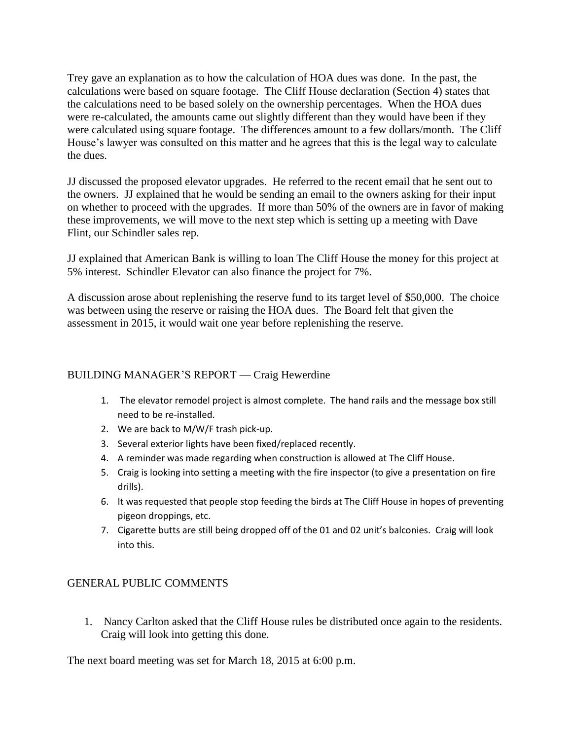Trey gave an explanation as to how the calculation of HOA dues was done. In the past, the calculations were based on square footage. The Cliff House declaration (Section 4) states that the calculations need to be based solely on the ownership percentages. When the HOA dues were re-calculated, the amounts came out slightly different than they would have been if they were calculated using square footage. The differences amount to a few dollars/month. The Cliff House's lawyer was consulted on this matter and he agrees that this is the legal way to calculate the dues.

JJ discussed the proposed elevator upgrades. He referred to the recent email that he sent out to the owners. JJ explained that he would be sending an email to the owners asking for their input on whether to proceed with the upgrades. If more than 50% of the owners are in favor of making these improvements, we will move to the next step which is setting up a meeting with Dave Flint, our Schindler sales rep.

JJ explained that American Bank is willing to loan The Cliff House the money for this project at 5% interest. Schindler Elevator can also finance the project for 7%.

A discussion arose about replenishing the reserve fund to its target level of $50,000. The choice was between using the reserve or raising the HOA dues. The Board felt that given the assessment in 2015, it would wait one year before replenishing the reserve.

## BUILDING MANAGER'S REPORT — Craig Hewerdine

1. The elevator remodel project is almost complete. The hand rails and the message box still need to be re-installed.
2. We are back to M/W/F trash pick-up.
3. Several exterior lights have been fixed/replaced recently.
4. A reminder was made regarding when construction is allowed at The Cliff House.
5. Craig is looking into setting a meeting with the fire inspector (to give a presentation on fire drills).
6. It was requested that people stop feeding the birds at The Cliff House in hopes of preventing pigeon droppings, etc.
7. Cigarette butts are still being dropped off of the 01 and 02 unit's balconies. Craig will look into this.

## GENERAL PUBLIC COMMENTS

1. Nancy Carlton asked that the Cliff House rules be distributed once again to the residents. Craig will look into getting this done.

The next board meeting was set for March 18, 2015 at 6:00 p.m.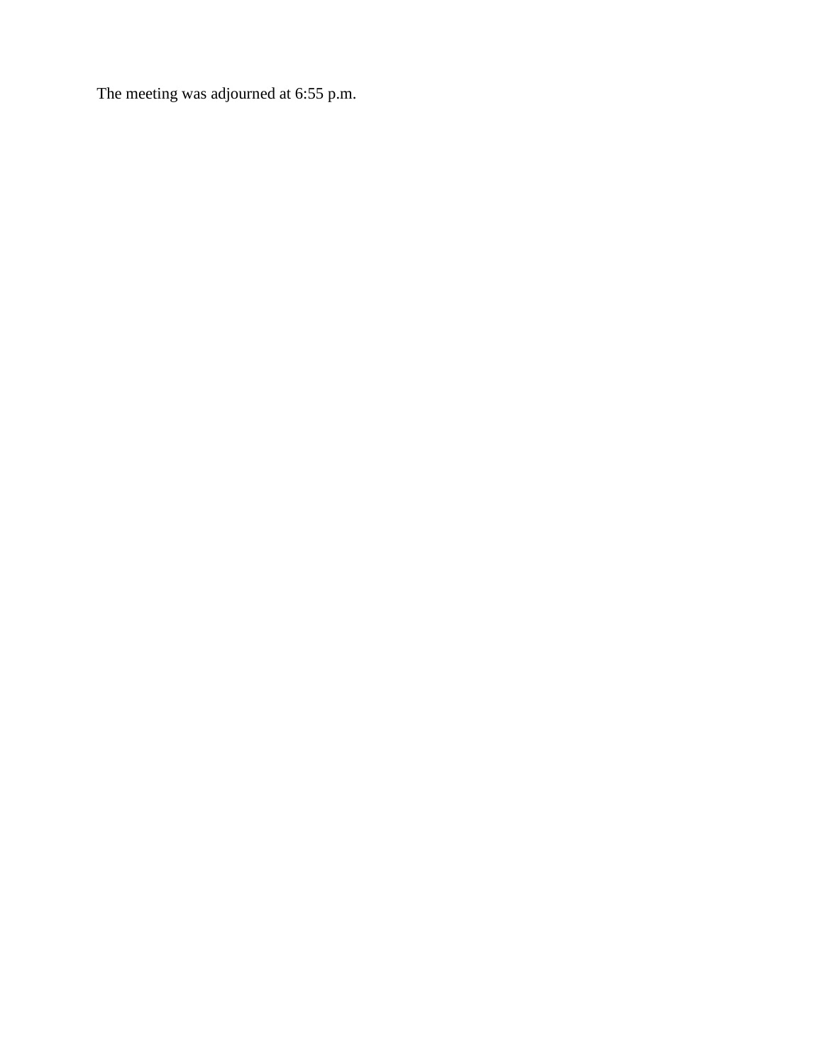The meeting was adjourned at 6:55 p.m.